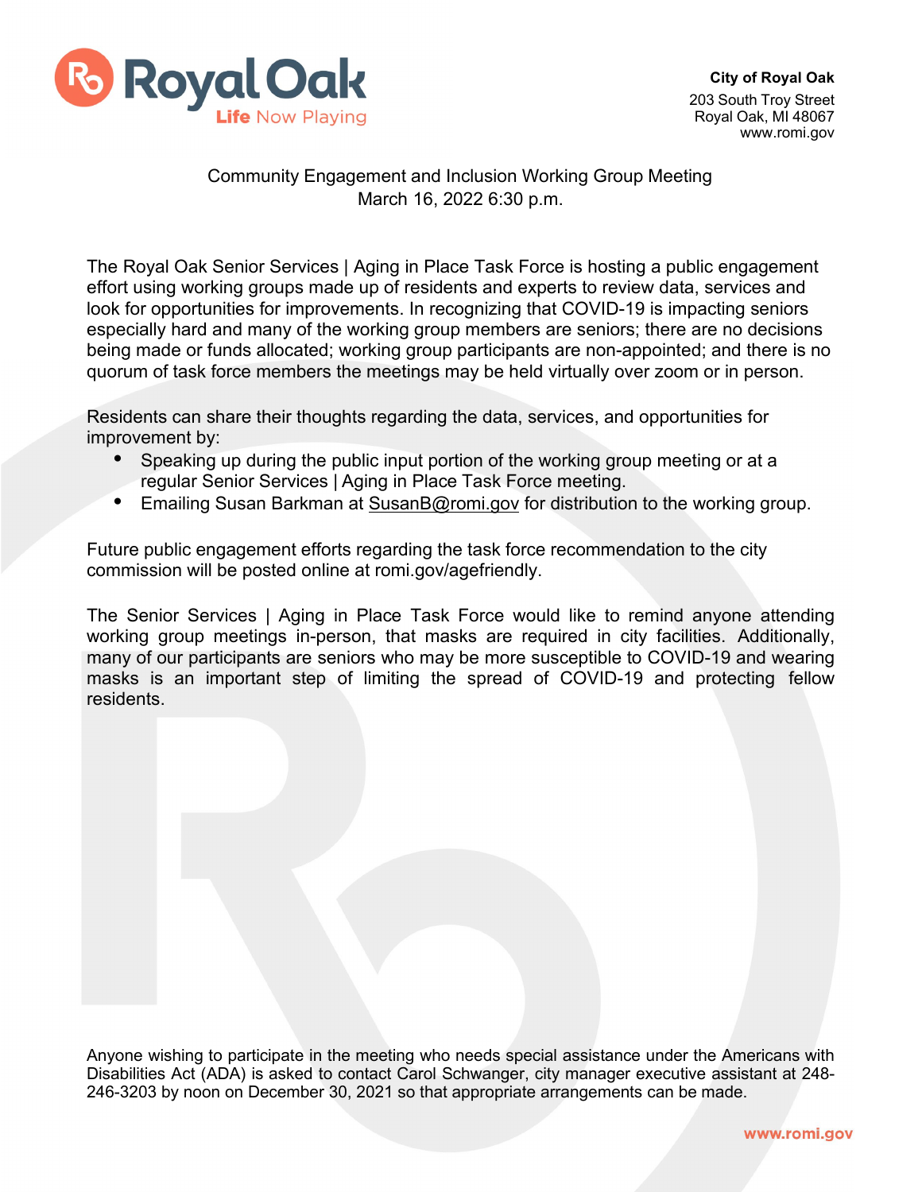Royal Oak
Life Now Playing

**City of Royal Oak**
203 South Troy Street
Royal Oak, MI 48067
www.romi.gov

Community Engagement and Inclusion Working Group Meeting
March 16, 2022 6:30 p.m.

The Royal Oak Senior Services | Aging in Place Task Force is hosting a public engagement effort using working groups made up of residents and experts to review data, services and look for opportunities for improvements. In recognizing that COVID-19 is impacting seniors especially hard and many of the working group members are seniors; there are no decisions being made or funds allocated; working group participants are non-appointed; and there is no quorum of task force members the meetings may be held virtually over zoom or in person.

Residents can share their thoughts regarding the data, services, and opportunities for improvement by:

- Speaking up during the public input portion of the working group meeting or at a regular Senior Services | Aging in Place Task Force meeting.
- Emailing Susan Barkman at SusanB@romi.gov for distribution to the working group.

Future public engagement efforts regarding the task force recommendation to the city commission will be posted online at romi.gov/agefriendly.

The Senior Services | Aging in Place Task Force would like to remind anyone attending working group meetings in-person, that masks are required in city facilities. Additionally, many of our participants are seniors who may be more susceptible to COVID-19 and wearing masks is an important step of limiting the spread of COVID-19 and protecting fellow residents.

Anyone wishing to participate in the meeting who needs special assistance under the Americans with Disabilities Act (ADA) is asked to contact Carol Schwanger, city manager executive assistant at 248-246-3203 by noon on December 30, 2021 so that appropriate arrangements can be made.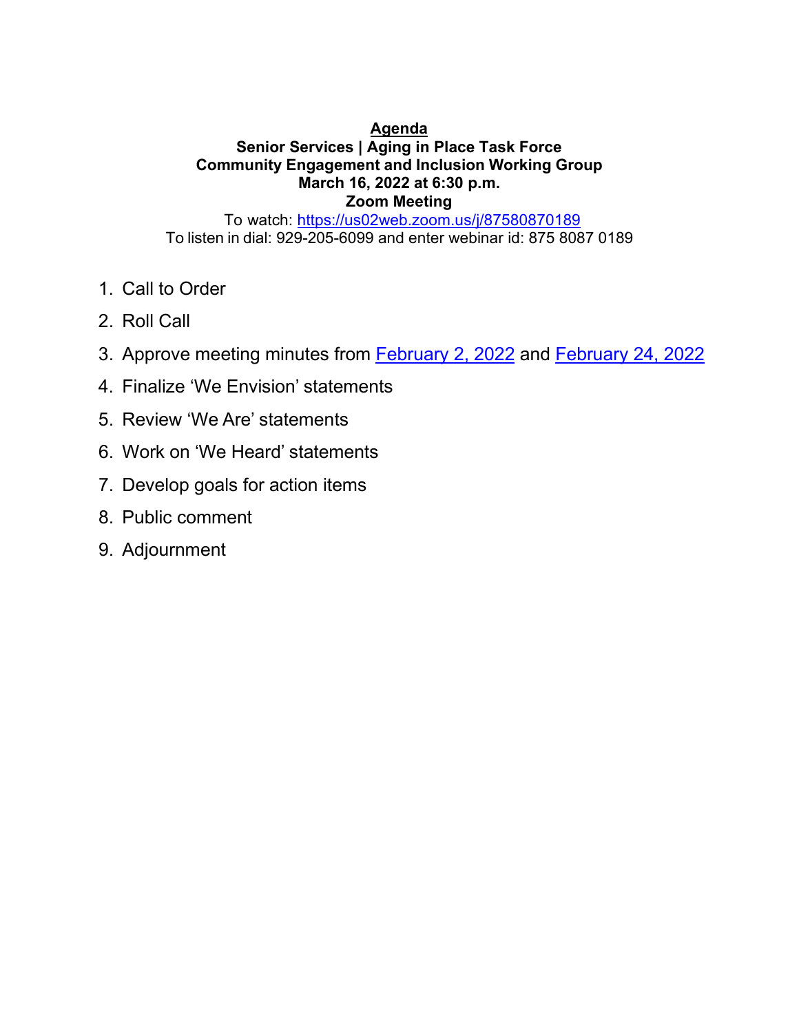**Agenda**

**Senior Services | Aging in Place Task Force**
**Community Engagement and Inclusion Working Group**
**March 16, 2022 at 6:30 p.m.**
**Zoom Meeting**

To watch: https://us02web.zoom.us/j/87580870189
To listen in dial: 929-205-6099 and enter webinar id: 875 8087 0189

1. Call to Order
2. Roll Call
3. Approve meeting minutes from February 2, 2022 and February 24, 2022
4. Finalize 'We Envision' statements
5. Review 'We Are' statements
6. Work on 'We Heard' statements
7. Develop goals for action items
8. Public comment
9. Adjournment